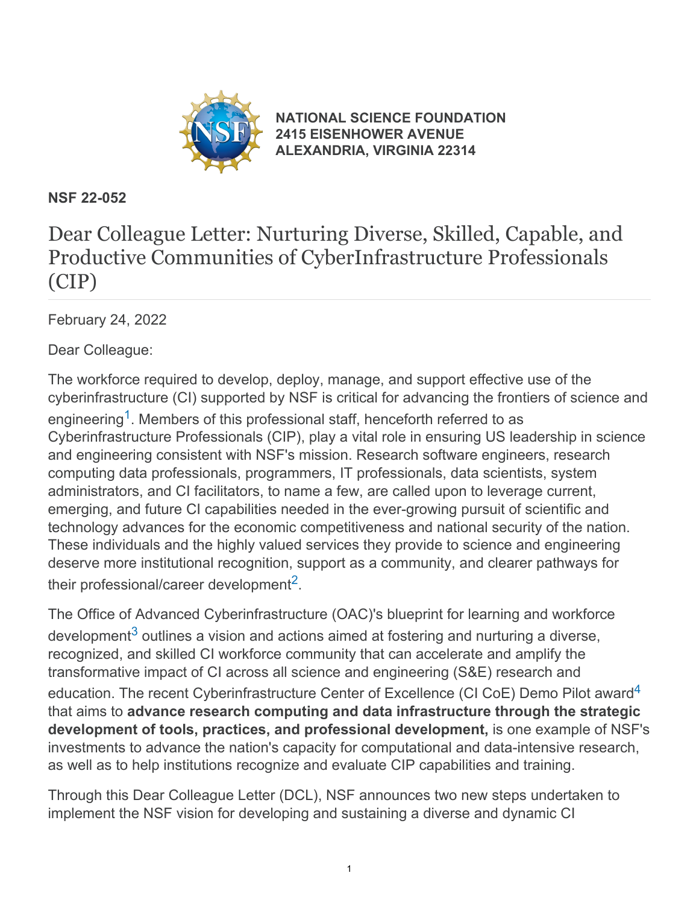**NATIONAL SCIENCE FOUNDATION**
**2415 EISENHOWER AVENUE**
**ALEXANDRIA, VIRGINIA 22314**

**NSF 22-052**

# Dear Colleague Letter: Nurturing Diverse, Skilled, Capable, and Productive Communities of CyberInfrastructure Professionals (CIP)

February 24, 2022

Dear Colleague:

The workforce required to develop, deploy, manage, and support effective use of the cyberinfrastructure (CI) supported by NSF is critical for advancing the frontiers of science and engineering[1]. Members of this professional staff, henceforth referred to as Cyberinfrastructure Professionals (CIP), play a vital role in ensuring US leadership in science and engineering consistent with NSF's mission. Research software engineers, research computing data professionals, programmers, IT professionals, data scientists, system administrators, and CI facilitators, to name a few, are called upon to leverage current, emerging, and future CI capabilities needed in the ever-growing pursuit of scientific and technology advances for the economic competitiveness and national security of the nation. These individuals and the highly valued services they provide to science and engineering deserve more institutional recognition, support as a community, and clearer pathways for their professional/career development[2].

The Office of Advanced Cyberinfrastructure (OAC)'s blueprint for learning and workforce development[3] outlines a vision and actions aimed at fostering and nurturing a diverse, recognized, and skilled CI workforce community that can accelerate and amplify the transformative impact of CI across all science and engineering (S&E) research and education. The recent Cyberinfrastructure Center of Excellence (CI CoE) Demo Pilot award[4] that aims to **advance research computing and data infrastructure through the strategic development of tools, practices, and professional development,** is one example of NSF's investments to advance the nation's capacity for computational and data-intensive research, as well as to help institutions recognize and evaluate CIP capabilities and training.

Through this Dear Colleague Letter (DCL), NSF announces two new steps undertaken to implement the NSF vision for developing and sustaining a diverse and dynamic CI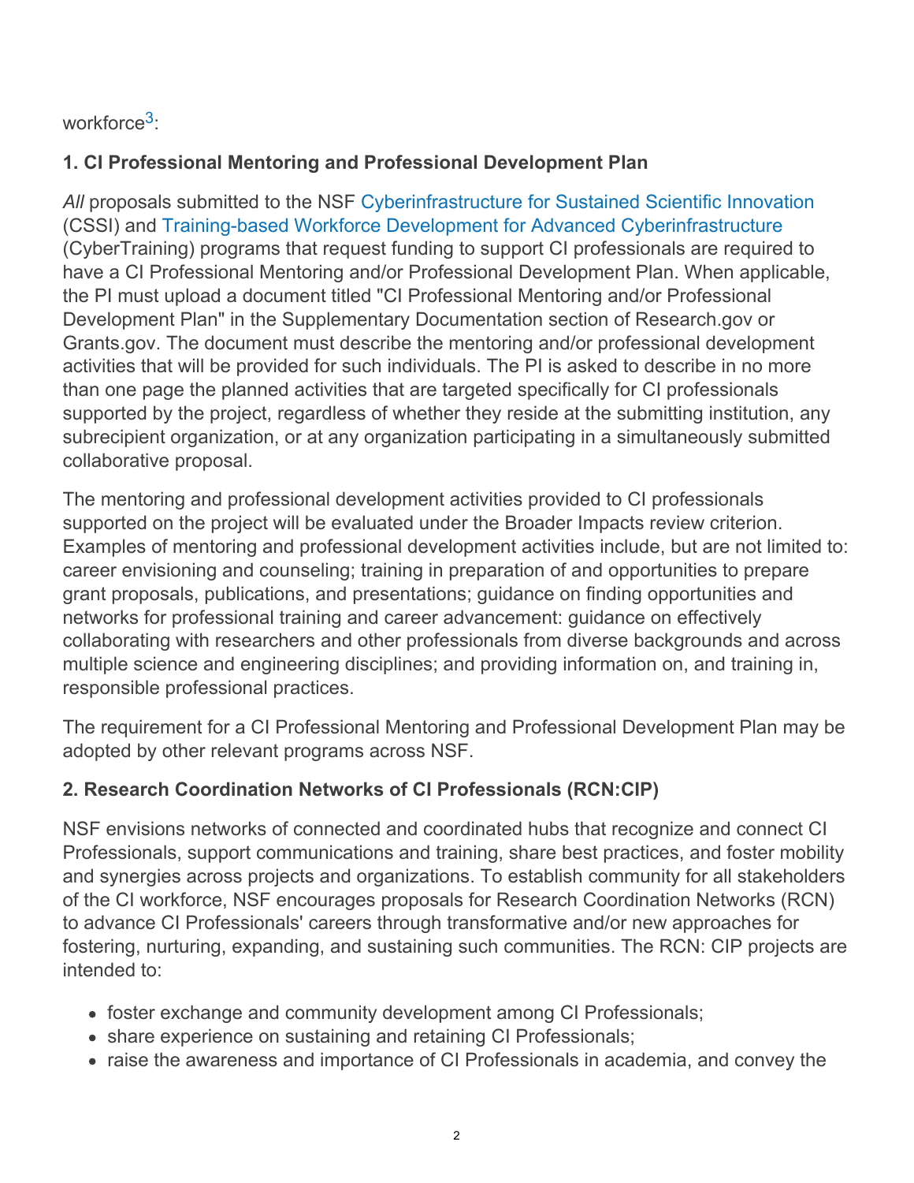workforce[3]:

### 1. CI Professional Mentoring and Professional Development Plan

*All* proposals submitted to the NSF Cyberinfrastructure for Sustained Scientific Innovation (CSSI) and Training-based Workforce Development for Advanced Cyberinfrastructure (CyberTraining) programs that request funding to support CI professionals are required to have a CI Professional Mentoring and/or Professional Development Plan. When applicable, the PI must upload a document titled "CI Professional Mentoring and/or Professional Development Plan" in the Supplementary Documentation section of Research.gov or Grants.gov. The document must describe the mentoring and/or professional development activities that will be provided for such individuals. The PI is asked to describe in no more than one page the planned activities that are targeted specifically for CI professionals supported by the project, regardless of whether they reside at the submitting institution, any subrecipient organization, or at any organization participating in a simultaneously submitted collaborative proposal.

The mentoring and professional development activities provided to CI professionals supported on the project will be evaluated under the Broader Impacts review criterion. Examples of mentoring and professional development activities include, but are not limited to: career envisioning and counseling; training in preparation of and opportunities to prepare grant proposals, publications, and presentations; guidance on finding opportunities and networks for professional training and career advancement: guidance on effectively collaborating with researchers and other professionals from diverse backgrounds and across multiple science and engineering disciplines; and providing information on, and training in, responsible professional practices.

The requirement for a CI Professional Mentoring and Professional Development Plan may be adopted by other relevant programs across NSF.

### 2. Research Coordination Networks of CI Professionals (RCN:CIP)

NSF envisions networks of connected and coordinated hubs that recognize and connect CI Professionals, support communications and training, share best practices, and foster mobility and synergies across projects and organizations. To establish community for all stakeholders of the CI workforce, NSF encourages proposals for Research Coordination Networks (RCN) to advance CI Professionals' careers through transformative and/or new approaches for fostering, nurturing, expanding, and sustaining such communities. The RCN: CIP projects are intended to:

- foster exchange and community development among CI Professionals;
- share experience on sustaining and retaining CI Professionals;
- raise the awareness and importance of CI Professionals in academia, and convey the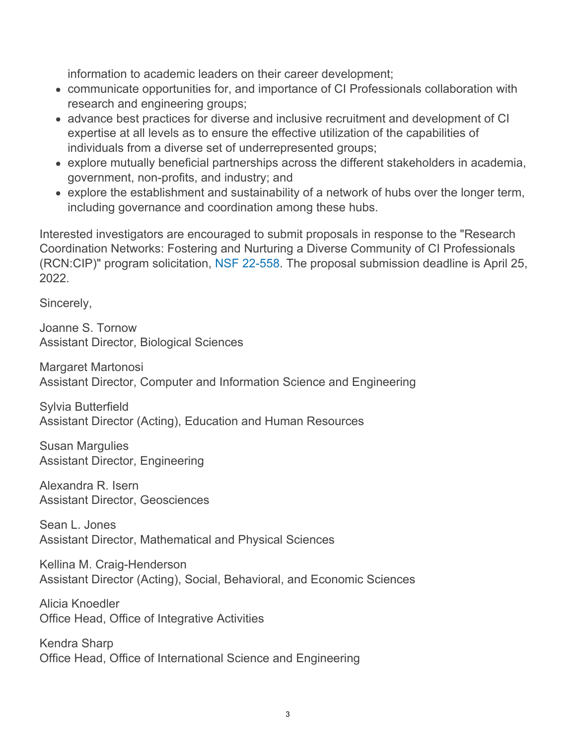information to academic leaders on their career development;

- communicate opportunities for, and importance of CI Professionals collaboration with research and engineering groups;
- advance best practices for diverse and inclusive recruitment and development of CI expertise at all levels as to ensure the effective utilization of the capabilities of individuals from a diverse set of underrepresented groups;
- explore mutually beneficial partnerships across the different stakeholders in academia, government, non-profits, and industry; and
- explore the establishment and sustainability of a network of hubs over the longer term, including governance and coordination among these hubs.

Interested investigators are encouraged to submit proposals in response to the "Research Coordination Networks: Fostering and Nurturing a Diverse Community of CI Professionals (RCN:CIP)" program solicitation, NSF 22-558. The proposal submission deadline is April 25, 2022.

Sincerely,

Joanne S. Tornow  
Assistant Director, Biological Sciences

Margaret Martonosi  
Assistant Director, Computer and Information Science and Engineering

Sylvia Butterfield  
Assistant Director (Acting), Education and Human Resources

Susan Margulies  
Assistant Director, Engineering

Alexandra R. Isern  
Assistant Director, Geosciences

Sean L. Jones  
Assistant Director, Mathematical and Physical Sciences

Kellina M. Craig-Henderson  
Assistant Director (Acting), Social, Behavioral, and Economic Sciences

Alicia Knoedler  
Office Head, Office of Integrative Activities

Kendra Sharp  
Office Head, Office of International Science and Engineering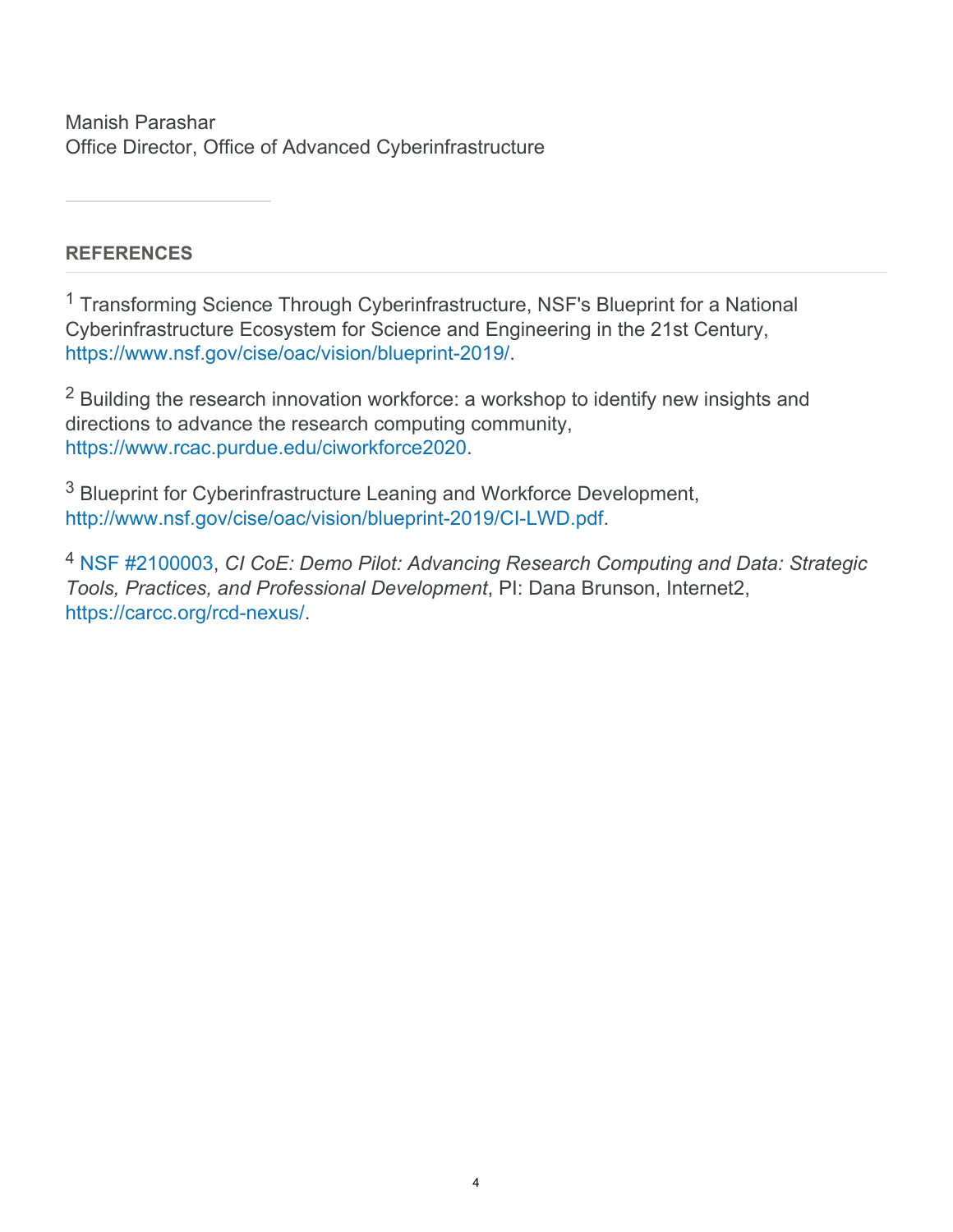Manish Parashar
Office Director, Office of Advanced Cyberinfrastructure

---

## REFERENCES

[1] Transforming Science Through Cyberinfrastructure, NSF's Blueprint for a National Cyberinfrastructure Ecosystem for Science and Engineering in the 21st Century, https://www.nsf.gov/cise/oac/vision/blueprint-2019/.

[2] Building the research innovation workforce: a workshop to identify new insights and directions to advance the research computing community, https://www.rcac.purdue.edu/ciworkforce2020.

[3] Blueprint for Cyberinfrastructure Leaning and Workforce Development, http://www.nsf.gov/cise/oac/vision/blueprint-2019/CI-LWD.pdf.

[4] NSF #2100003, *CI CoE: Demo Pilot: Advancing Research Computing and Data: Strategic Tools, Practices, and Professional Development*, PI: Dana Brunson, Internet2, https://carcc.org/rcd-nexus/.